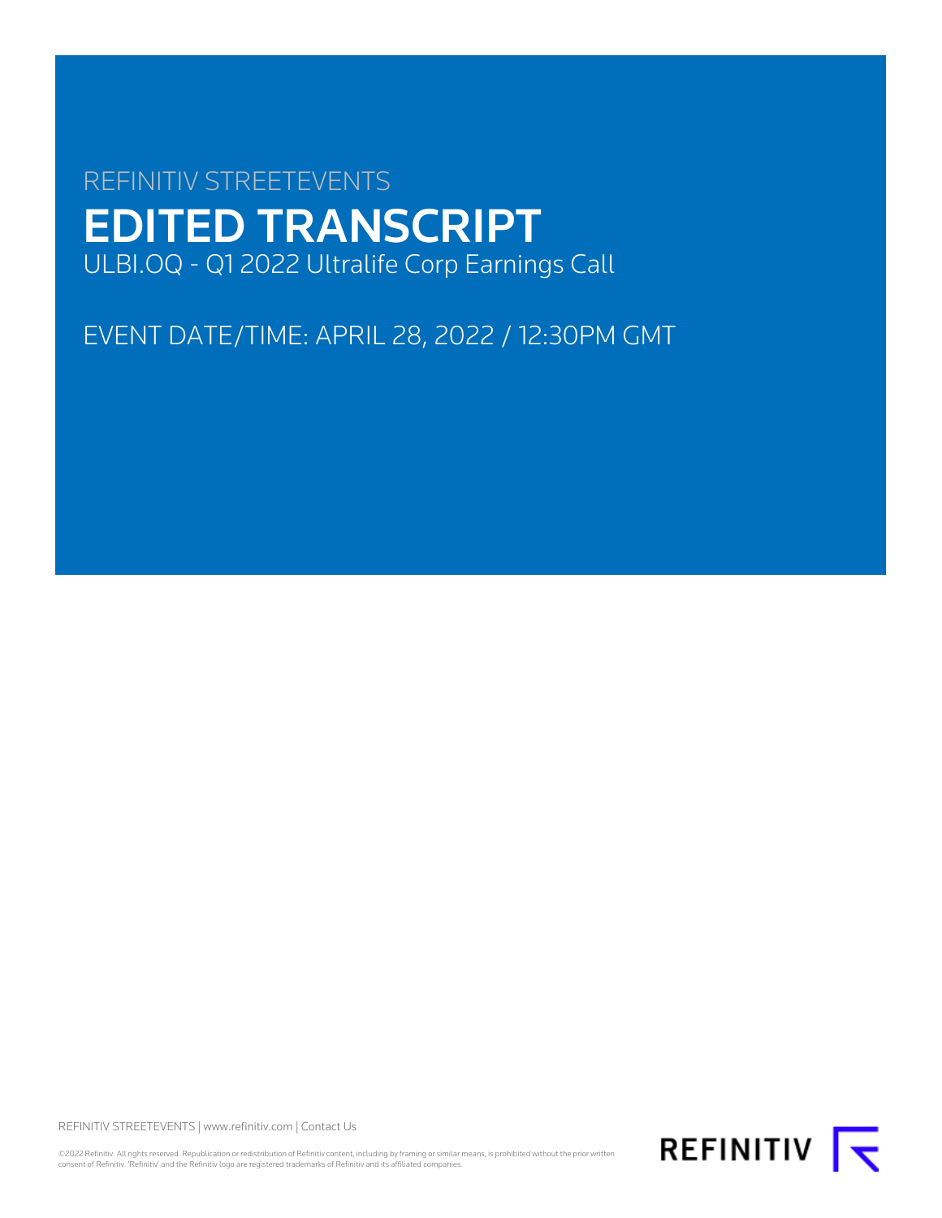REFINITIV STREETEVENTS

# EDITED TRANSCRIPT

ULBI.OQ - Q1 2022 Ultralife Corp Earnings Call

EVENT DATE/TIME: APRIL 28, 2022 / 12:30PM GMT

REFINITIV STREETEVENTS | www.refinitiv.com | Contact Us

©2022 Refinitiv. All rights reserved. Republication or redistribution of Refinitiv content, including by framing or similar means, is prohibited without the prior written consent of Refinitiv. 'Refinitiv' and the Refinitiv logo are registered trademarks of Refinitiv and its affiliated companies.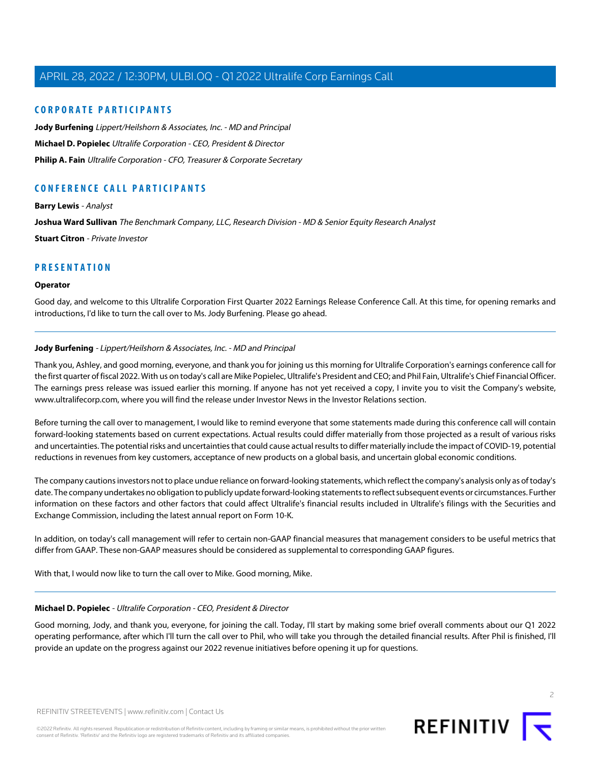## CORPORATE PARTICIPANTS

**Jody Burfening** *Lippert/Heilshorn & Associates, Inc. - MD and Principal*

**Michael D. Popielec** *Ultralife Corporation - CEO, President & Director*

**Philip A. Fain** *Ultralife Corporation - CFO, Treasurer & Corporate Secretary*

## CONFERENCE CALL PARTICIPANTS

**Barry Lewis** *- Analyst*

**Joshua Ward Sullivan** *The Benchmark Company, LLC, Research Division - MD & Senior Equity Research Analyst*

**Stuart Citron** *- Private Investor*

## PRESENTATION

**Operator**

Good day, and welcome to this Ultralife Corporation First Quarter 2022 Earnings Release Conference Call. At this time, for opening remarks and introductions, I'd like to turn the call over to Ms. Jody Burfening. Please go ahead.

---

**Jody Burfening** *- Lippert/Heilshorn & Associates, Inc. - MD and Principal*

Thank you, Ashley, and good morning, everyone, and thank you for joining us this morning for Ultralife Corporation's earnings conference call for the first quarter of fiscal 2022. With us on today's call are Mike Popielec, Ultralife's President and CEO; and Phil Fain, Ultralife's Chief Financial Officer. The earnings press release was issued earlier this morning. If anyone has not yet received a copy, I invite you to visit the Company's website, www.ultralifecorp.com, where you will find the release under Investor News in the Investor Relations section.

Before turning the call over to management, I would like to remind everyone that some statements made during this conference call will contain forward-looking statements based on current expectations. Actual results could differ materially from those projected as a result of various risks and uncertainties. The potential risks and uncertainties that could cause actual results to differ materially include the impact of COVID-19, potential reductions in revenues from key customers, acceptance of new products on a global basis, and uncertain global economic conditions.

The company cautions investors not to place undue reliance on forward-looking statements, which reflect the company's analysis only as of today's date. The company undertakes no obligation to publicly update forward-looking statements to reflect subsequent events or circumstances. Further information on these factors and other factors that could affect Ultralife's financial results included in Ultralife's filings with the Securities and Exchange Commission, including the latest annual report on Form 10-K.

In addition, on today's call management will refer to certain non-GAAP financial measures that management considers to be useful metrics that differ from GAAP. These non-GAAP measures should be considered as supplemental to corresponding GAAP figures.

With that, I would now like to turn the call over to Mike. Good morning, Mike.

---

**Michael D. Popielec** *- Ultralife Corporation - CEO, President & Director*

Good morning, Jody, and thank you, everyone, for joining the call. Today, I'll start by making some brief overall comments about our Q1 2022 operating performance, after which I'll turn the call over to Phil, who will take you through the detailed financial results. After Phil is finished, I'll provide an update on the progress against our 2022 revenue initiatives before opening it up for questions.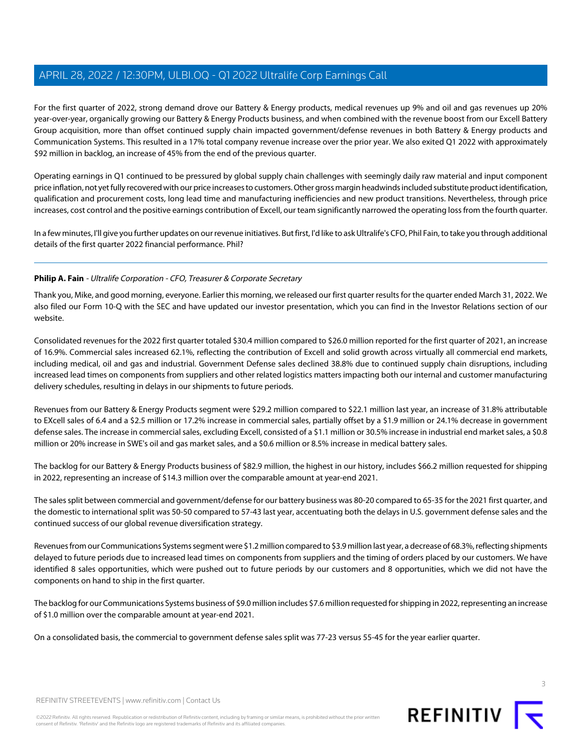For the first quarter of 2022, strong demand drove our Battery & Energy products, medical revenues up 9% and oil and gas revenues up 20% year-over-year, organically growing our Battery & Energy Products business, and when combined with the revenue boost from our Excell Battery Group acquisition, more than offset continued supply chain impacted government/defense revenues in both Battery & Energy products and Communication Systems. This resulted in a 17% total company revenue increase over the prior year. We also exited Q1 2022 with approximately $92 million in backlog, an increase of 45% from the end of the previous quarter.

Operating earnings in Q1 continued to be pressured by global supply chain challenges with seemingly daily raw material and input component price inflation, not yet fully recovered with our price increases to customers. Other gross margin headwinds included substitute product identification, qualification and procurement costs, long lead time and manufacturing inefficiencies and new product transitions. Nevertheless, through price increases, cost control and the positive earnings contribution of Excell, our team significantly narrowed the operating loss from the fourth quarter.

In a few minutes, I'll give you further updates on our revenue initiatives. But first, I'd like to ask Ultralife's CFO, Phil Fain, to take you through additional details of the first quarter 2022 financial performance. Phil?

---

**Philip A. Fain** - *Ultralife Corporation - CFO, Treasurer & Corporate Secretary*

Thank you, Mike, and good morning, everyone. Earlier this morning, we released our first quarter results for the quarter ended March 31, 2022. We also filed our Form 10-Q with the SEC and have updated our investor presentation, which you can find in the Investor Relations section of our website.

Consolidated revenues for the 2022 first quarter totaled $30.4 million compared to $26.0 million reported for the first quarter of 2021, an increase of 16.9%. Commercial sales increased 62.1%, reflecting the contribution of Excell and solid growth across virtually all commercial end markets, including medical, oil and gas and industrial. Government Defense sales declined 38.8% due to continued supply chain disruptions, including increased lead times on components from suppliers and other related logistics matters impacting both our internal and customer manufacturing delivery schedules, resulting in delays in our shipments to future periods.

Revenues from our Battery & Energy Products segment were $29.2 million compared to $22.1 million last year, an increase of 31.8% attributable to EXcell sales of 6.4 and a $2.5 million or 17.2% increase in commercial sales, partially offset by a $1.9 million or 24.1% decrease in government defense sales. The increase in commercial sales, excluding Excell, consisted of a $1.1 million or 30.5% increase in industrial end market sales, a $0.8 million or 20% increase in SWE's oil and gas market sales, and a $0.6 million or 8.5% increase in medical battery sales.

The backlog for our Battery & Energy Products business of $82.9 million, the highest in our history, includes $66.2 million requested for shipping in 2022, representing an increase of $14.3 million over the comparable amount at year-end 2021.

The sales split between commercial and government/defense for our battery business was 80-20 compared to 65-35 for the 2021 first quarter, and the domestic to international split was 50-50 compared to 57-43 last year, accentuating both the delays in U.S. government defense sales and the continued success of our global revenue diversification strategy.

Revenues from our Communications Systems segment were $1.2 million compared to $3.9 million last year, a decrease of 68.3%, reflecting shipments delayed to future periods due to increased lead times on components from suppliers and the timing of orders placed by our customers. We have identified 8 sales opportunities, which were pushed out to future periods by our customers and 8 opportunities, which we did not have the components on hand to ship in the first quarter.

The backlog for our Communications Systems business of $9.0 million includes $7.6 million requested for shipping in 2022, representing an increase of $1.0 million over the comparable amount at year-end 2021.

On a consolidated basis, the commercial to government defense sales split was 77-23 versus 55-45 for the year earlier quarter.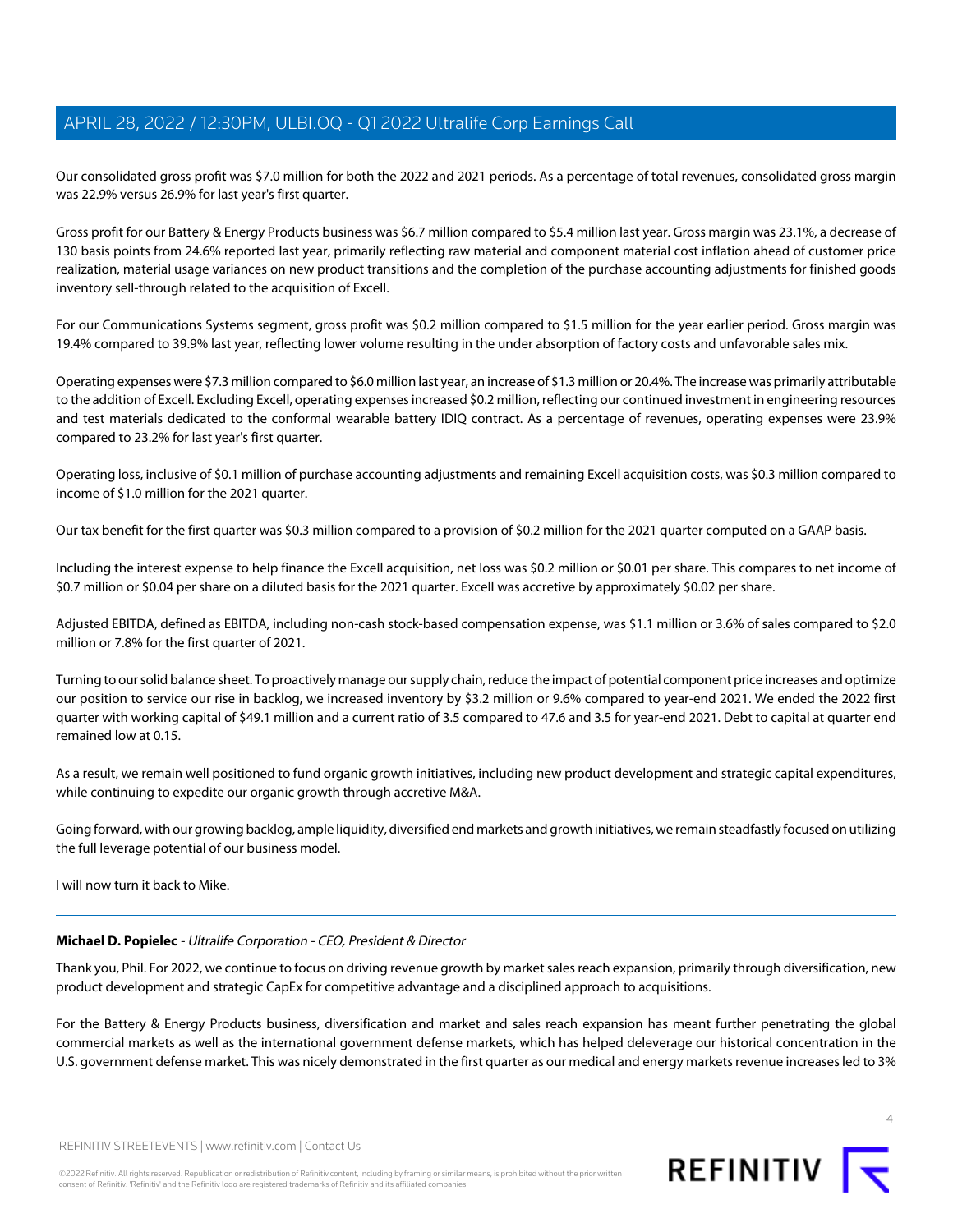Our consolidated gross profit was $7.0 million for both the 2022 and 2021 periods. As a percentage of total revenues, consolidated gross margin was 22.9% versus 26.9% for last year's first quarter.

Gross profit for our Battery & Energy Products business was $6.7 million compared to $5.4 million last year. Gross margin was 23.1%, a decrease of 130 basis points from 24.6% reported last year, primarily reflecting raw material and component material cost inflation ahead of customer price realization, material usage variances on new product transitions and the completion of the purchase accounting adjustments for finished goods inventory sell-through related to the acquisition of Excell.

For our Communications Systems segment, gross profit was $0.2 million compared to $1.5 million for the year earlier period. Gross margin was 19.4% compared to 39.9% last year, reflecting lower volume resulting in the under absorption of factory costs and unfavorable sales mix.

Operating expenses were $7.3 million compared to $6.0 million last year, an increase of $1.3 million or 20.4%. The increase was primarily attributable to the addition of Excell. Excluding Excell, operating expenses increased $0.2 million, reflecting our continued investment in engineering resources and test materials dedicated to the conformal wearable battery IDIQ contract. As a percentage of revenues, operating expenses were 23.9% compared to 23.2% for last year's first quarter.

Operating loss, inclusive of $0.1 million of purchase accounting adjustments and remaining Excell acquisition costs, was $0.3 million compared to income of $1.0 million for the 2021 quarter.

Our tax benefit for the first quarter was $0.3 million compared to a provision of $0.2 million for the 2021 quarter computed on a GAAP basis.

Including the interest expense to help finance the Excell acquisition, net loss was $0.2 million or $0.01 per share. This compares to net income of $0.7 million or $0.04 per share on a diluted basis for the 2021 quarter. Excell was accretive by approximately $0.02 per share.

Adjusted EBITDA, defined as EBITDA, including non-cash stock-based compensation expense, was $1.1 million or 3.6% of sales compared to $2.0 million or 7.8% for the first quarter of 2021.

Turning to our solid balance sheet. To proactively manage our supply chain, reduce the impact of potential component price increases and optimize our position to service our rise in backlog, we increased inventory by $3.2 million or 9.6% compared to year-end 2021. We ended the 2022 first quarter with working capital of $49.1 million and a current ratio of 3.5 compared to 47.6 and 3.5 for year-end 2021. Debt to capital at quarter end remained low at 0.15.

As a result, we remain well positioned to fund organic growth initiatives, including new product development and strategic capital expenditures, while continuing to expedite our organic growth through accretive M&A.

Going forward, with our growing backlog, ample liquidity, diversified end markets and growth initiatives, we remain steadfastly focused on utilizing the full leverage potential of our business model.

I will now turn it back to Mike.

---

**Michael D. Popielec** - *Ultralife Corporation - CEO, President & Director*

Thank you, Phil. For 2022, we continue to focus on driving revenue growth by market sales reach expansion, primarily through diversification, new product development and strategic CapEx for competitive advantage and a disciplined approach to acquisitions.

For the Battery & Energy Products business, diversification and market and sales reach expansion has meant further penetrating the global commercial markets as well as the international government defense markets, which has helped deleverage our historical concentration in the U.S. government defense market. This was nicely demonstrated in the first quarter as our medical and energy markets revenue increases led to 3%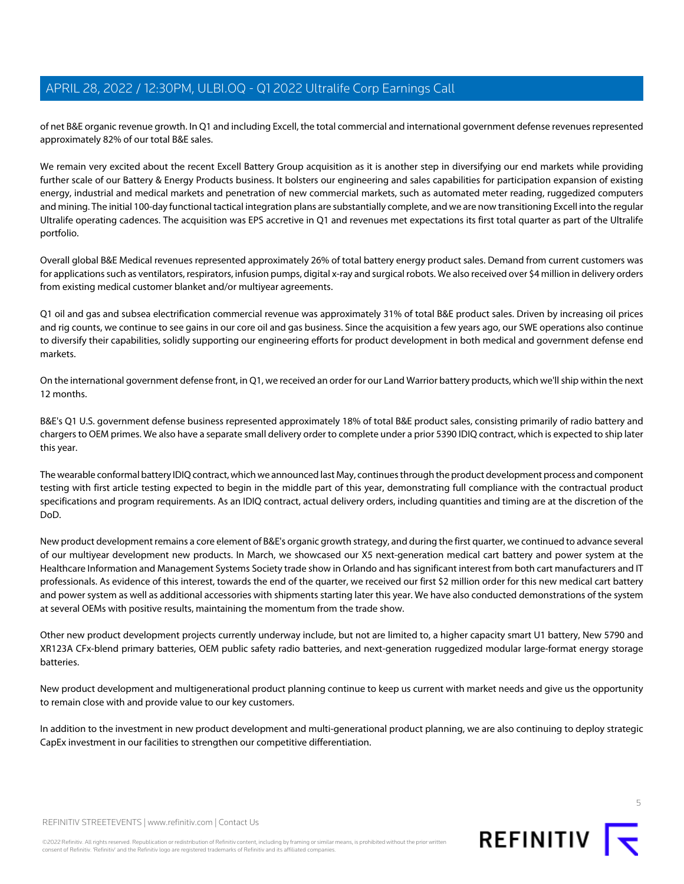of net B&E organic revenue growth. In Q1 and including Excell, the total commercial and international government defense revenues represented approximately 82% of our total B&E sales.

We remain very excited about the recent Excell Battery Group acquisition as it is another step in diversifying our end markets while providing further scale of our Battery & Energy Products business. It bolsters our engineering and sales capabilities for participation expansion of existing energy, industrial and medical markets and penetration of new commercial markets, such as automated meter reading, ruggedized computers and mining. The initial 100-day functional tactical integration plans are substantially complete, and we are now transitioning Excell into the regular Ultralife operating cadences. The acquisition was EPS accretive in Q1 and revenues met expectations its first total quarter as part of the Ultralife portfolio.

Overall global B&E Medical revenues represented approximately 26% of total battery energy product sales. Demand from current customers was for applications such as ventilators, respirators, infusion pumps, digital x-ray and surgical robots. We also received over $4 million in delivery orders from existing medical customer blanket and/or multiyear agreements.

Q1 oil and gas and subsea electrification commercial revenue was approximately 31% of total B&E product sales. Driven by increasing oil prices and rig counts, we continue to see gains in our core oil and gas business. Since the acquisition a few years ago, our SWE operations also continue to diversify their capabilities, solidly supporting our engineering efforts for product development in both medical and government defense end markets.

On the international government defense front, in Q1, we received an order for our Land Warrior battery products, which we'll ship within the next 12 months.

B&E's Q1 U.S. government defense business represented approximately 18% of total B&E product sales, consisting primarily of radio battery and chargers to OEM primes. We also have a separate small delivery order to complete under a prior 5390 IDIQ contract, which is expected to ship later this year.

The wearable conformal battery IDIQ contract, which we announced last May, continues through the product development process and component testing with first article testing expected to begin in the middle part of this year, demonstrating full compliance with the contractual product specifications and program requirements. As an IDIQ contract, actual delivery orders, including quantities and timing are at the discretion of the DoD.

New product development remains a core element of B&E's organic growth strategy, and during the first quarter, we continued to advance several of our multiyear development new products. In March, we showcased our X5 next-generation medical cart battery and power system at the Healthcare Information and Management Systems Society trade show in Orlando and has significant interest from both cart manufacturers and IT professionals. As evidence of this interest, towards the end of the quarter, we received our first $2 million order for this new medical cart battery and power system as well as additional accessories with shipments starting later this year. We have also conducted demonstrations of the system at several OEMs with positive results, maintaining the momentum from the trade show.

Other new product development projects currently underway include, but not are limited to, a higher capacity smart U1 battery, New 5790 and XR123A CFx-blend primary batteries, OEM public safety radio batteries, and next-generation ruggedized modular large-format energy storage batteries.

New product development and multigenerational product planning continue to keep us current with market needs and give us the opportunity to remain close with and provide value to our key customers.

In addition to the investment in new product development and multi-generational product planning, we are also continuing to deploy strategic CapEx investment in our facilities to strengthen our competitive differentiation.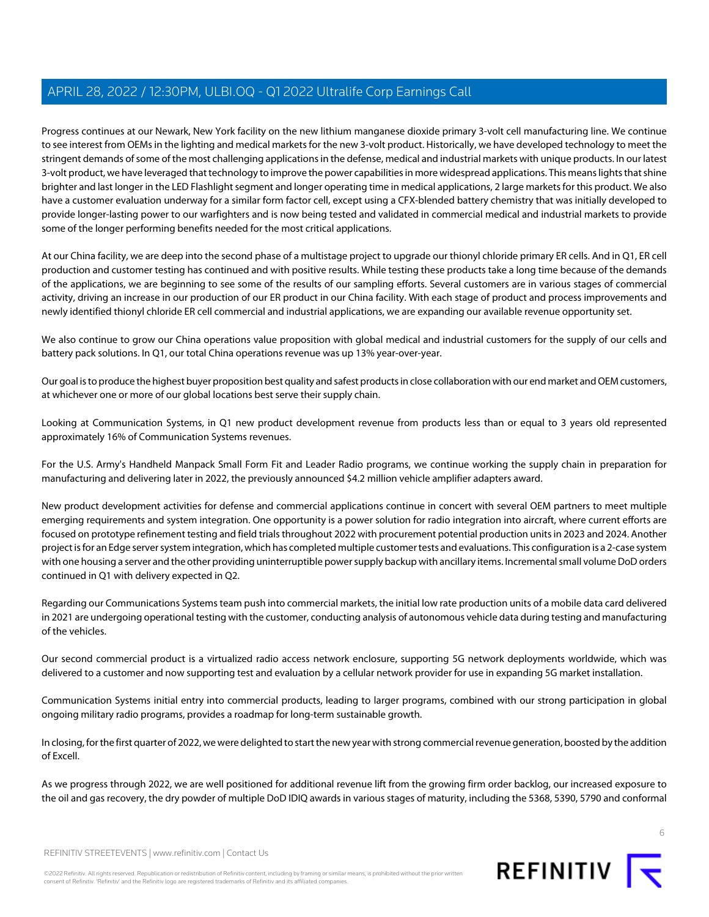Progress continues at our Newark, New York facility on the new lithium manganese dioxide primary 3-volt cell manufacturing line. We continue to see interest from OEMs in the lighting and medical markets for the new 3-volt product. Historically, we have developed technology to meet the stringent demands of some of the most challenging applications in the defense, medical and industrial markets with unique products. In our latest 3-volt product, we have leveraged that technology to improve the power capabilities in more widespread applications. This means lights that shine brighter and last longer in the LED Flashlight segment and longer operating time in medical applications, 2 large markets for this product. We also have a customer evaluation underway for a similar form factor cell, except using a CFX-blended battery chemistry that was initially developed to provide longer-lasting power to our warfighters and is now being tested and validated in commercial medical and industrial markets to provide some of the longer performing benefits needed for the most critical applications.

At our China facility, we are deep into the second phase of a multistage project to upgrade our thionyl chloride primary ER cells. And in Q1, ER cell production and customer testing has continued and with positive results. While testing these products take a long time because of the demands of the applications, we are beginning to see some of the results of our sampling efforts. Several customers are in various stages of commercial activity, driving an increase in our production of our ER product in our China facility. With each stage of product and process improvements and newly identified thionyl chloride ER cell commercial and industrial applications, we are expanding our available revenue opportunity set.

We also continue to grow our China operations value proposition with global medical and industrial customers for the supply of our cells and battery pack solutions. In Q1, our total China operations revenue was up 13% year-over-year.

Our goal is to produce the highest buyer proposition best quality and safest products in close collaboration with our end market and OEM customers, at whichever one or more of our global locations best serve their supply chain.

Looking at Communication Systems, in Q1 new product development revenue from products less than or equal to 3 years old represented approximately 16% of Communication Systems revenues.

For the U.S. Army's Handheld Manpack Small Form Fit and Leader Radio programs, we continue working the supply chain in preparation for manufacturing and delivering later in 2022, the previously announced $4.2 million vehicle amplifier adapters award.

New product development activities for defense and commercial applications continue in concert with several OEM partners to meet multiple emerging requirements and system integration. One opportunity is a power solution for radio integration into aircraft, where current efforts are focused on prototype refinement testing and field trials throughout 2022 with procurement potential production units in 2023 and 2024. Another project is for an Edge server system integration, which has completed multiple customer tests and evaluations. This configuration is a 2-case system with one housing a server and the other providing uninterruptible power supply backup with ancillary items. Incremental small volume DoD orders continued in Q1 with delivery expected in Q2.

Regarding our Communications Systems team push into commercial markets, the initial low rate production units of a mobile data card delivered in 2021 are undergoing operational testing with the customer, conducting analysis of autonomous vehicle data during testing and manufacturing of the vehicles.

Our second commercial product is a virtualized radio access network enclosure, supporting 5G network deployments worldwide, which was delivered to a customer and now supporting test and evaluation by a cellular network provider for use in expanding 5G market installation.

Communication Systems initial entry into commercial products, leading to larger programs, combined with our strong participation in global ongoing military radio programs, provides a roadmap for long-term sustainable growth.

In closing, for the first quarter of 2022, we were delighted to start the new year with strong commercial revenue generation, boosted by the addition of Excell.

As we progress through 2022, we are well positioned for additional revenue lift from the growing firm order backlog, our increased exposure to the oil and gas recovery, the dry powder of multiple DoD IDIQ awards in various stages of maturity, including the 5368, 5390, 5790 and conformal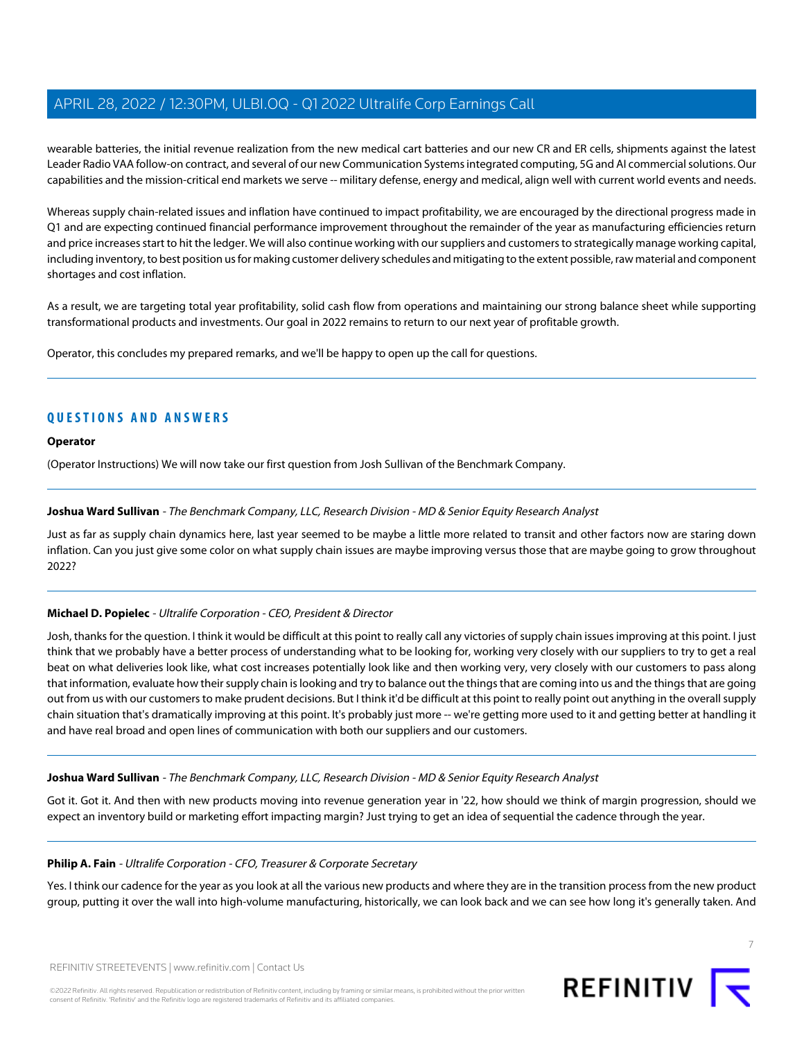wearable batteries, the initial revenue realization from the new medical cart batteries and our new CR and ER cells, shipments against the latest Leader Radio VAA follow-on contract, and several of our new Communication Systems integrated computing, 5G and AI commercial solutions. Our capabilities and the mission-critical end markets we serve -- military defense, energy and medical, align well with current world events and needs.

Whereas supply chain-related issues and inflation have continued to impact profitability, we are encouraged by the directional progress made in Q1 and are expecting continued financial performance improvement throughout the remainder of the year as manufacturing efficiencies return and price increases start to hit the ledger. We will also continue working with our suppliers and customers to strategically manage working capital, including inventory, to best position us for making customer delivery schedules and mitigating to the extent possible, raw material and component shortages and cost inflation.

As a result, we are targeting total year profitability, solid cash flow from operations and maintaining our strong balance sheet while supporting transformational products and investments. Our goal in 2022 remains to return to our next year of profitable growth.

Operator, this concludes my prepared remarks, and we'll be happy to open up the call for questions.

## QUESTIONS AND ANSWERS

**Operator**

(Operator Instructions) We will now take our first question from Josh Sullivan of the Benchmark Company.

**Joshua Ward Sullivan** - *The Benchmark Company, LLC, Research Division - MD & Senior Equity Research Analyst*

Just as far as supply chain dynamics here, last year seemed to be maybe a little more related to transit and other factors now are staring down inflation. Can you just give some color on what supply chain issues are maybe improving versus those that are maybe going to grow throughout 2022?

**Michael D. Popielec** - *Ultralife Corporation - CEO, President & Director*

Josh, thanks for the question. I think it would be difficult at this point to really call any victories of supply chain issues improving at this point. I just think that we probably have a better process of understanding what to be looking for, working very closely with our suppliers to try to get a real beat on what deliveries look like, what cost increases potentially look like and then working very, very closely with our customers to pass along that information, evaluate how their supply chain is looking and try to balance out the things that are coming into us and the things that are going out from us with our customers to make prudent decisions. But I think it'd be difficult at this point to really point out anything in the overall supply chain situation that's dramatically improving at this point. It's probably just more -- we're getting more used to it and getting better at handling it and have real broad and open lines of communication with both our suppliers and our customers.

**Joshua Ward Sullivan** - *The Benchmark Company, LLC, Research Division - MD & Senior Equity Research Analyst*

Got it. Got it. And then with new products moving into revenue generation year in '22, how should we think of margin progression, should we expect an inventory build or marketing effort impacting margin? Just trying to get an idea of sequential the cadence through the year.

**Philip A. Fain** - *Ultralife Corporation - CFO, Treasurer & Corporate Secretary*

Yes. I think our cadence for the year as you look at all the various new products and where they are in the transition process from the new product group, putting it over the wall into high-volume manufacturing, historically, we can look back and we can see how long it's generally taken. And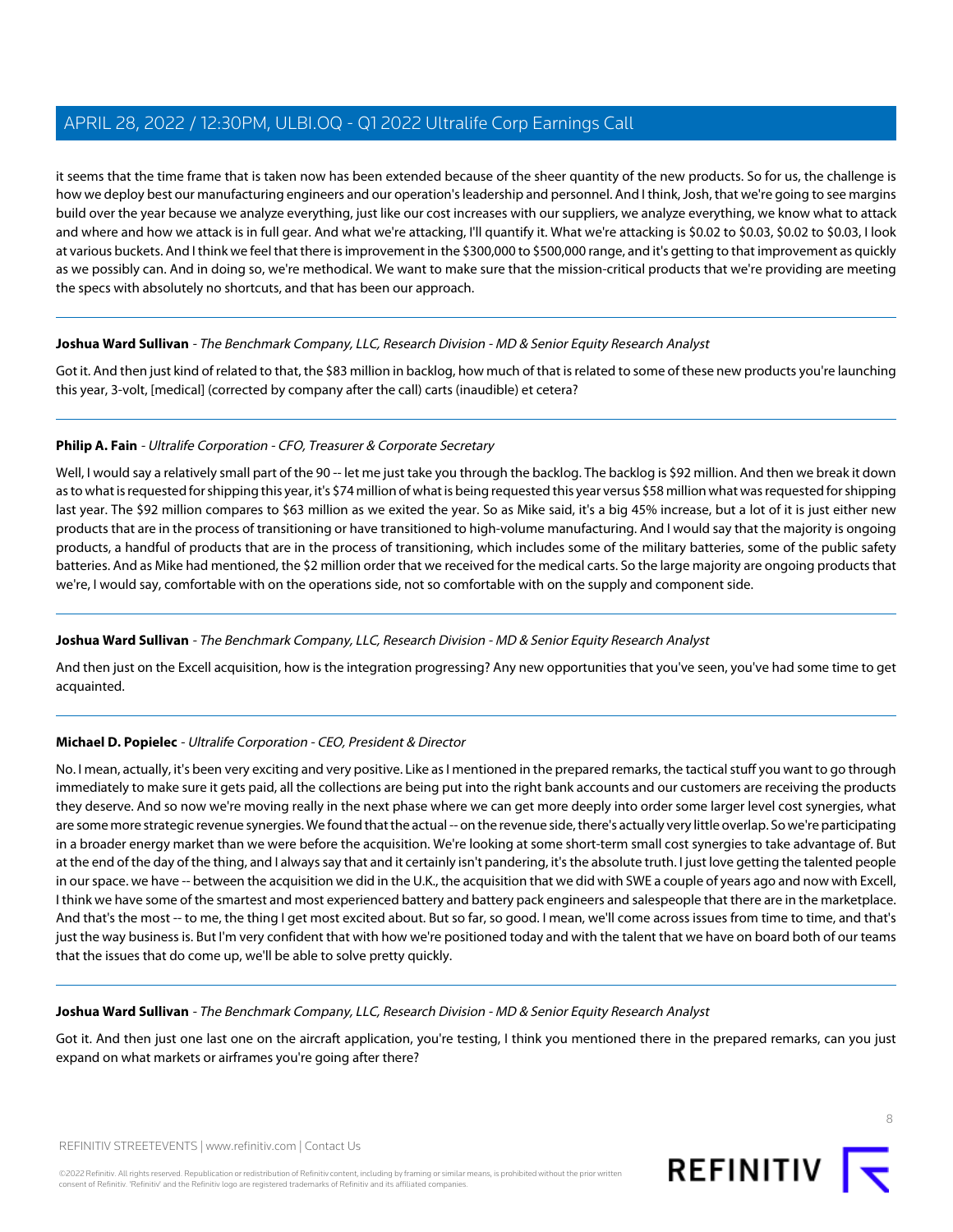it seems that the time frame that is taken now has been extended because of the sheer quantity of the new products. So for us, the challenge is how we deploy best our manufacturing engineers and our operation's leadership and personnel. And I think, Josh, that we're going to see margins build over the year because we analyze everything, just like our cost increases with our suppliers, we analyze everything, we know what to attack and where and how we attack is in full gear. And what we're attacking, I'll quantify it. What we're attacking is $0.02 to $0.03, $0.02 to $0.03, I look at various buckets. And I think we feel that there is improvement in the $300,000 to $500,000 range, and it's getting to that improvement as quickly as we possibly can. And in doing so, we're methodical. We want to make sure that the mission-critical products that we're providing are meeting the specs with absolutely no shortcuts, and that has been our approach.

---

**Joshua Ward Sullivan** - *The Benchmark Company, LLC, Research Division - MD & Senior Equity Research Analyst*

Got it. And then just kind of related to that, the $83 million in backlog, how much of that is related to some of these new products you're launching this year, 3-volt, [medical] (corrected by company after the call) carts (inaudible) et cetera?

---

**Philip A. Fain** - *Ultralife Corporation - CFO, Treasurer & Corporate Secretary*

Well, I would say a relatively small part of the 90 -- let me just take you through the backlog. The backlog is $92 million. And then we break it down as to what is requested for shipping this year, it's $74 million of what is being requested this year versus $58 million what was requested for shipping last year. The $92 million compares to $63 million as we exited the year. So as Mike said, it's a big 45% increase, but a lot of it is just either new products that are in the process of transitioning or have transitioned to high-volume manufacturing. And I would say that the majority is ongoing products, a handful of products that are in the process of transitioning, which includes some of the military batteries, some of the public safety batteries. And as Mike had mentioned, the $2 million order that we received for the medical carts. So the large majority are ongoing products that we're, I would say, comfortable with on the operations side, not so comfortable with on the supply and component side.

---

**Joshua Ward Sullivan** - *The Benchmark Company, LLC, Research Division - MD & Senior Equity Research Analyst*

And then just on the Excell acquisition, how is the integration progressing? Any new opportunities that you've seen, you've had some time to get acquainted.

---

**Michael D. Popielec** - *Ultralife Corporation - CEO, President & Director*

No. I mean, actually, it's been very exciting and very positive. Like as I mentioned in the prepared remarks, the tactical stuff you want to go through immediately to make sure it gets paid, all the collections are being put into the right bank accounts and our customers are receiving the products they deserve. And so now we're moving really in the next phase where we can get more deeply into order some larger level cost synergies, what are some more strategic revenue synergies. We found that the actual -- on the revenue side, there's actually very little overlap. So we're participating in a broader energy market than we were before the acquisition. We're looking at some short-term small cost synergies to take advantage of. But at the end of the day of the thing, and I always say that and it certainly isn't pandering, it's the absolute truth. I just love getting the talented people in our space. we have -- between the acquisition we did in the U.K., the acquisition that we did with SWE a couple of years ago and now with Excell, I think we have some of the smartest and most experienced battery and battery pack engineers and salespeople that there are in the marketplace. And that's the most -- to me, the thing I get most excited about. But so far, so good. I mean, we'll come across issues from time to time, and that's just the way business is. But I'm very confident that with how we're positioned today and with the talent that we have on board both of our teams that the issues that do come up, we'll be able to solve pretty quickly.

---

**Joshua Ward Sullivan** - *The Benchmark Company, LLC, Research Division - MD & Senior Equity Research Analyst*

Got it. And then just one last one on the aircraft application, you're testing, I think you mentioned there in the prepared remarks, can you just expand on what markets or airframes you're going after there?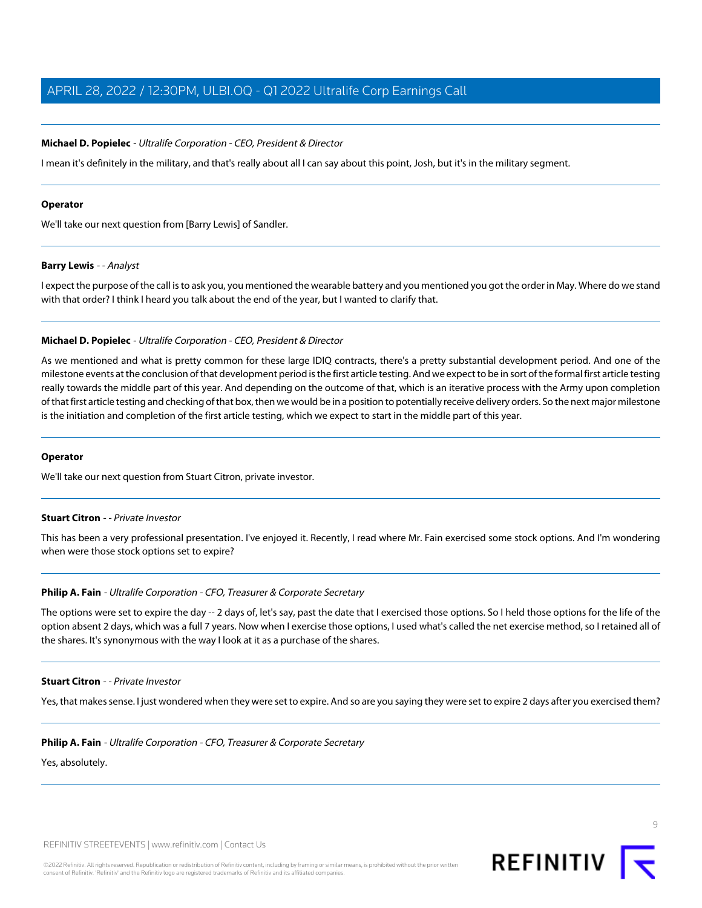**Michael D. Popielec** - *Ultralife Corporation - CEO, President & Director*

I mean it's definitely in the military, and that's really about all I can say about this point, Josh, but it's in the military segment.

---

**Operator**

We'll take our next question from [Barry Lewis] of Sandler.

---

**Barry Lewis** - - *Analyst*

I expect the purpose of the call is to ask you, you mentioned the wearable battery and you mentioned you got the order in May. Where do we stand with that order? I think I heard you talk about the end of the year, but I wanted to clarify that.

---

**Michael D. Popielec** - *Ultralife Corporation - CEO, President & Director*

As we mentioned and what is pretty common for these large IDIQ contracts, there's a pretty substantial development period. And one of the milestone events at the conclusion of that development period is the first article testing. And we expect to be in sort of the formal first article testing really towards the middle part of this year. And depending on the outcome of that, which is an iterative process with the Army upon completion of that first article testing and checking of that box, then we would be in a position to potentially receive delivery orders. So the next major milestone is the initiation and completion of the first article testing, which we expect to start in the middle part of this year.

---

**Operator**

We'll take our next question from Stuart Citron, private investor.

---

**Stuart Citron** - - *Private Investor*

This has been a very professional presentation. I've enjoyed it. Recently, I read where Mr. Fain exercised some stock options. And I'm wondering when were those stock options set to expire?

---

**Philip A. Fain** - *Ultralife Corporation - CFO, Treasurer & Corporate Secretary*

The options were set to expire the day -- 2 days of, let's say, past the date that I exercised those options. So I held those options for the life of the option absent 2 days, which was a full 7 years. Now when I exercise those options, I used what's called the net exercise method, so I retained all of the shares. It's synonymous with the way I look at it as a purchase of the shares.

---

**Stuart Citron** - - *Private Investor*

Yes, that makes sense. I just wondered when they were set to expire. And so are you saying they were set to expire 2 days after you exercised them?

---

**Philip A. Fain** - *Ultralife Corporation - CFO, Treasurer & Corporate Secretary*

Yes, absolutely.

---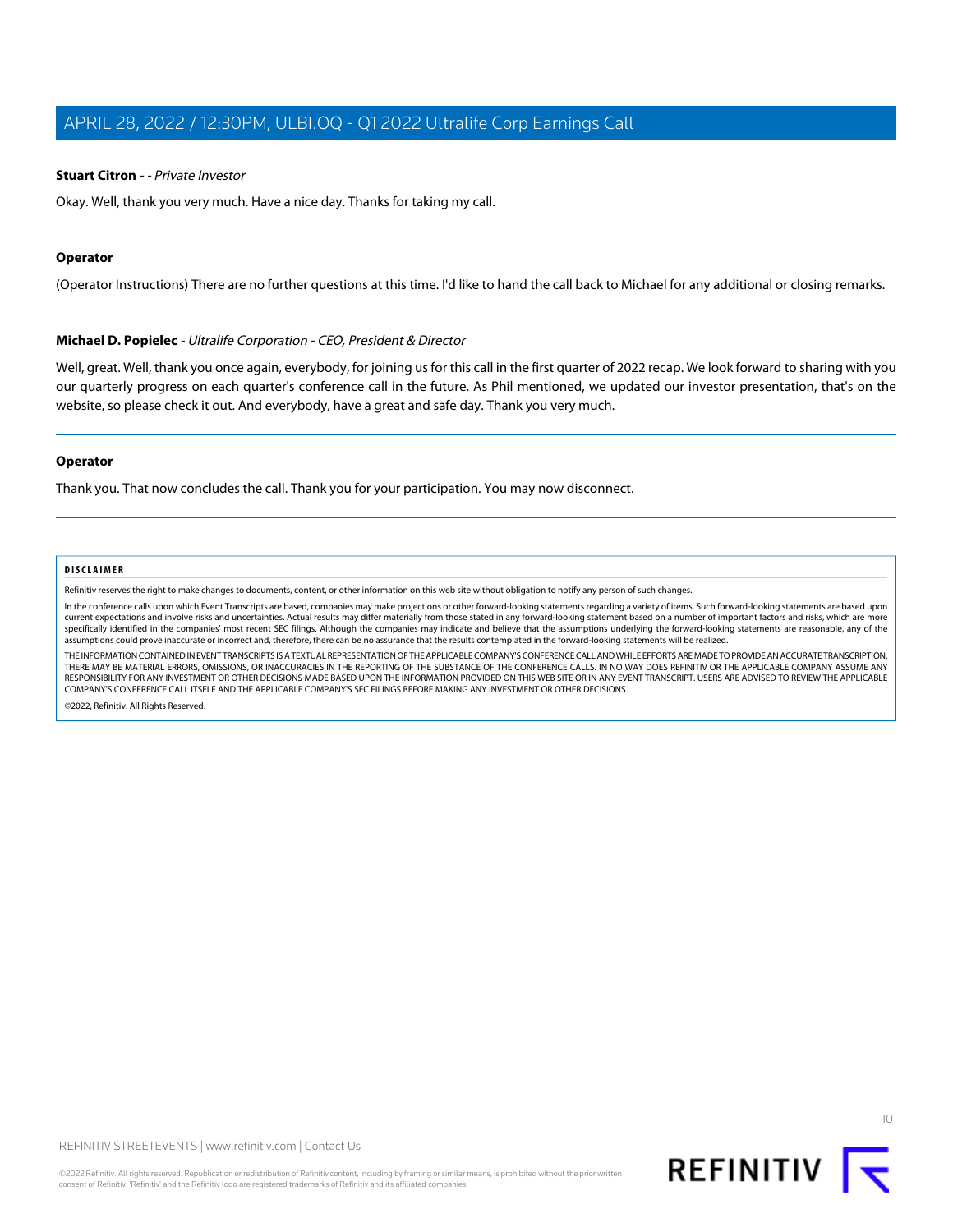**Stuart Citron** - - *Private Investor*

Okay. Well, thank you very much. Have a nice day. Thanks for taking my call.

---

**Operator**

(Operator Instructions) There are no further questions at this time. I'd like to hand the call back to Michael for any additional or closing remarks.

---

**Michael D. Popielec** - *Ultralife Corporation - CEO, President & Director*

Well, great. Well, thank you once again, everybody, for joining us for this call in the first quarter of 2022 recap. We look forward to sharing with you our quarterly progress on each quarter's conference call in the future. As Phil mentioned, we updated our investor presentation, that's on the website, so please check it out. And everybody, have a great and safe day. Thank you very much.

---

**Operator**

Thank you. That now concludes the call. Thank you for your participation. You may now disconnect.

---

**DISCLAIMER**

Refinitiv reserves the right to make changes to documents, content, or other information on this web site without obligation to notify any person of such changes.

In the conference calls upon which Event Transcripts are based, companies may make projections or other forward-looking statements regarding a variety of items. Such forward-looking statements are based upon current expectations and involve risks and uncertainties. Actual results may differ materially from those stated in any forward-looking statement based on a number of important factors and risks, which are more specifically identified in the companies' most recent SEC filings. Although the companies may indicate and believe that the assumptions underlying the forward-looking statements are reasonable, any of the assumptions could prove inaccurate or incorrect and, therefore, there can be no assurance that the results contemplated in the forward-looking statements will be realized.

THE INFORMATION CONTAINED IN EVENT TRANSCRIPTS IS A TEXTUAL REPRESENTATION OF THE APPLICABLE COMPANY'S CONFERENCE CALL AND WHILE EFFORTS ARE MADE TO PROVIDE AN ACCURATE TRANSCRIPTION, THERE MAY BE MATERIAL ERRORS, OMISSIONS, OR INACCURACIES IN THE REPORTING OF THE SUBSTANCE OF THE CONFERENCE CALLS. IN NO WAY DOES REFINITIV OR THE APPLICABLE COMPANY ASSUME ANY RESPONSIBILITY FOR ANY INVESTMENT OR OTHER DECISIONS MADE BASED UPON THE INFORMATION PROVIDED ON THIS WEB SITE OR IN ANY EVENT TRANSCRIPT. USERS ARE ADVISED TO REVIEW THE APPLICABLE COMPANY'S CONFERENCE CALL ITSELF AND THE APPLICABLE COMPANY'S SEC FILINGS BEFORE MAKING ANY INVESTMENT OR OTHER DECISIONS.

©2022, Refinitiv. All Rights Reserved.